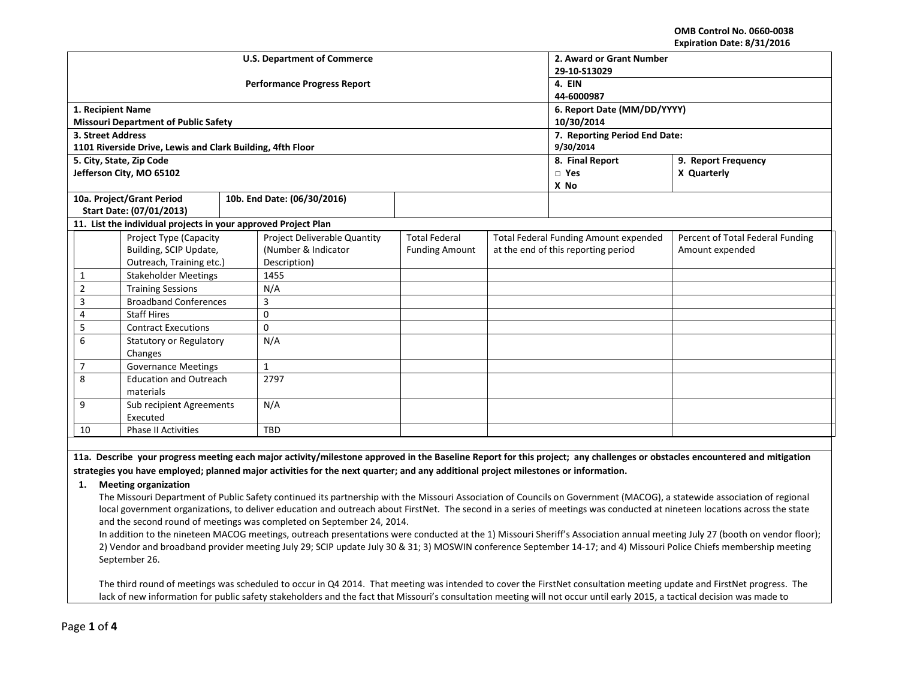OMB Control No. 0660-0038
Expiration Date: 8/31/2016

| U.S. Department of Commerce<br><br>Performance Progress Report | 2. Award or Grant Number<br>29-10-S13029 | |
|---|---|---|
| | 4. EIN<br>44-6000987 | |
| 1. Recipient Name<br>Missouri Department of Public Safety | 6. Report Date (MM/DD/YYYY)<br>10/30/2014 | |
| 3. Street Address<br>1101 Riverside Drive, Lewis and Clark Building, 4fth Floor | 7. Reporting Period End Date:<br>9/30/2014 | |
| 5. City, State, Zip Code<br>Jefferson City, MO 65102 | 8. Final Report<br>□ Yes<br>X No | 9. Report Frequency<br>X Quarterly |
| 10a. Project/Grant Period Start Date: (07/01/2013) — 10b. End Date: (06/30/2016) | | |

**11. List the individual projects in your approved Project Plan**

| | Project Type (Capacity Building, SCIP Update, Outreach, Training etc.) | Project Deliverable Quantity (Number & Indicator Description) | Total Federal Funding Amount | Total Federal Funding Amount expended at the end of this reporting period | Percent of Total Federal Funding Amount expended |
|---|---|---|---|---|---|
| 1 | Stakeholder Meetings | 1455 | | | |
| 2 | Training Sessions | N/A | | | |
| 3 | Broadband Conferences | 3 | | | |
| 4 | Staff Hires | 0 | | | |
| 5 | Contract Executions | 0 | | | |
| 6 | Statutory or Regulatory Changes | N/A | | | |
| 7 | Governance Meetings | 1 | | | |
| 8 | Education and Outreach materials | 2797 | | | |
| 9 | Sub recipient Agreements Executed | N/A | | | |
| 10 | Phase II Activities | TBD | | | |

**11a. Describe your progress meeting each major activity/milestone approved in the Baseline Report for this project; any challenges or obstacles encountered and mitigation strategies you have employed; planned major activities for the next quarter; and any additional project milestones or information.**

1. **Meeting organization**

   The Missouri Department of Public Safety continued its partnership with the Missouri Association of Councils on Government (MACOG), a statewide association of regional local government organizations, to deliver education and outreach about FirstNet. The second in a series of meetings was conducted at nineteen locations across the state and the second round of meetings was completed on September 24, 2014.

   In addition to the nineteen MACOG meetings, outreach presentations were conducted at the 1) Missouri Sheriff's Association annual meeting July 27 (booth on vendor floor); 2) Vendor and broadband provider meeting July 29; SCIP update July 30 & 31; 3) MOSWIN conference September 14-17; and 4) Missouri Police Chiefs membership meeting September 26.

   The third round of meetings was scheduled to occur in Q4 2014. That meeting was intended to cover the FirstNet consultation meeting update and FirstNet progress. The lack of new information for public safety stakeholders and the fact that Missouri's consultation meeting will not occur until early 2015, a tactical decision was made to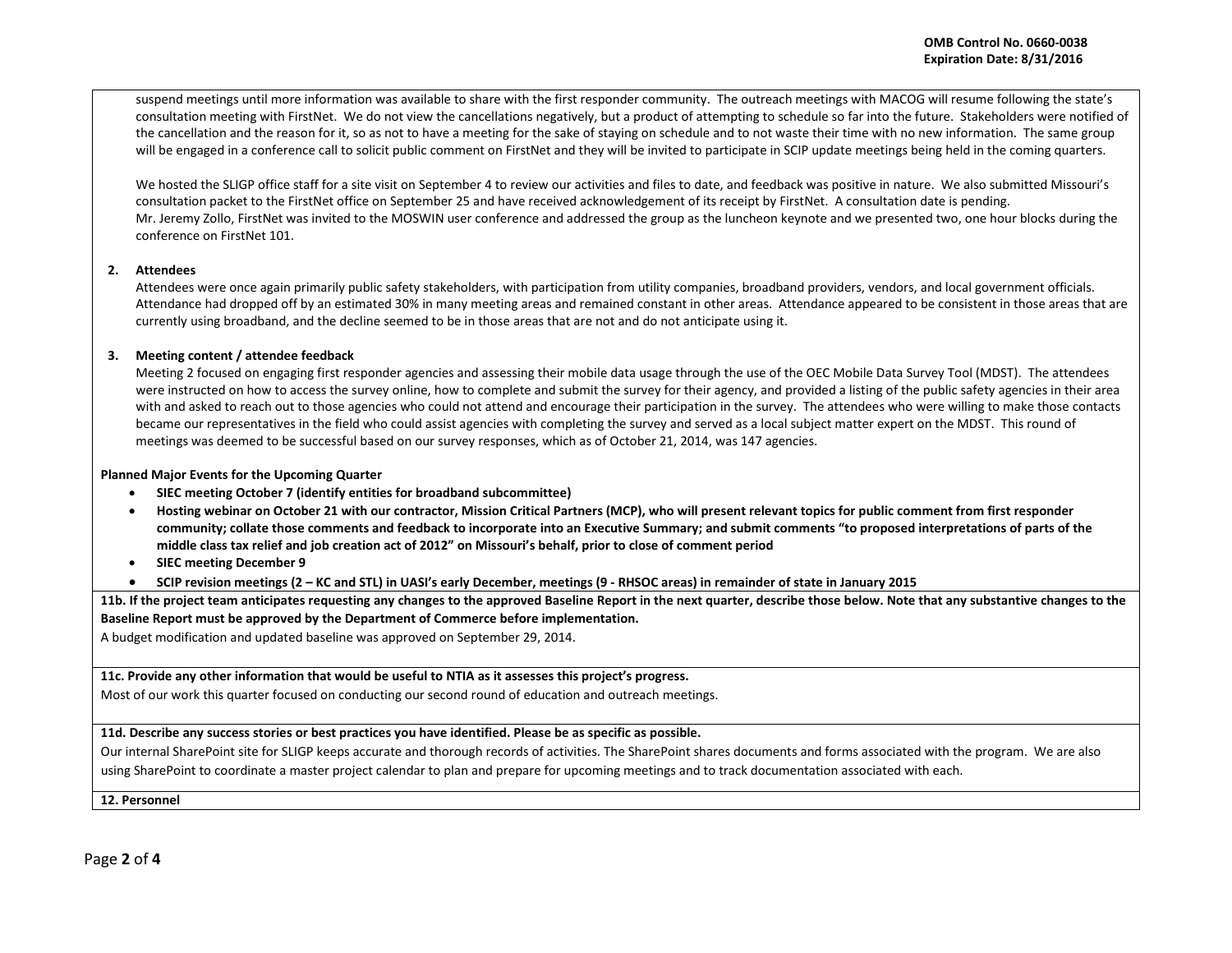suspend meetings until more information was available to share with the first responder community. The outreach meetings with MACOG will resume following the state's consultation meeting with FirstNet. We do not view the cancellations negatively, but a product of attempting to schedule so far into the future. Stakeholders were notified of the cancellation and the reason for it, so as not to have a meeting for the sake of staying on schedule and to not waste their time with no new information. The same group will be engaged in a conference call to solicit public comment on FirstNet and they will be invited to participate in SCIP update meetings being held in the coming quarters.

We hosted the SLIGP office staff for a site visit on September 4 to review our activities and files to date, and feedback was positive in nature. We also submitted Missouri's consultation packet to the FirstNet office on September 25 and have received acknowledgement of its receipt by FirstNet. A consultation date is pending.
Mr. Jeremy Zollo, FirstNet was invited to the MOSWIN user conference and addressed the group as the luncheon keynote and we presented two, one hour blocks during the conference on FirstNet 101.

**2. Attendees**

Attendees were once again primarily public safety stakeholders, with participation from utility companies, broadband providers, vendors, and local government officials. Attendance had dropped off by an estimated 30% in many meeting areas and remained constant in other areas. Attendance appeared to be consistent in those areas that are currently using broadband, and the decline seemed to be in those areas that are not and do not anticipate using it.

**3. Meeting content / attendee feedback**

Meeting 2 focused on engaging first responder agencies and assessing their mobile data usage through the use of the OEC Mobile Data Survey Tool (MDST). The attendees were instructed on how to access the survey online, how to complete and submit the survey for their agency, and provided a listing of the public safety agencies in their area with and asked to reach out to those agencies who could not attend and encourage their participation in the survey. The attendees who were willing to make those contacts became our representatives in the field who could assist agencies with completing the survey and served as a local subject matter expert on the MDST. This round of meetings was deemed to be successful based on our survey responses, which as of October 21, 2014, was 147 agencies.

**Planned Major Events for the Upcoming Quarter**

- **SIEC meeting October 7 (identify entities for broadband subcommittee)**
- **Hosting webinar on October 21 with our contractor, Mission Critical Partners (MCP), who will present relevant topics for public comment from first responder community; collate those comments and feedback to incorporate into an Executive Summary; and submit comments "to proposed interpretations of parts of the middle class tax relief and job creation act of 2012" on Missouri's behalf, prior to close of comment period**
- **SIEC meeting December 9**
- **SCIP revision meetings (2 – KC and STL) in UASI's early December, meetings (9 - RHSOC areas) in remainder of state in January 2015**

**11b. If the project team anticipates requesting any changes to the approved Baseline Report in the next quarter, describe those below. Note that any substantive changes to the Baseline Report must be approved by the Department of Commerce before implementation.**

A budget modification and updated baseline was approved on September 29, 2014.

**11c. Provide any other information that would be useful to NTIA as it assesses this project's progress.**

Most of our work this quarter focused on conducting our second round of education and outreach meetings.

**11d. Describe any success stories or best practices you have identified. Please be as specific as possible.**

Our internal SharePoint site for SLIGP keeps accurate and thorough records of activities. The SharePoint shares documents and forms associated with the program. We are also using SharePoint to coordinate a master project calendar to plan and prepare for upcoming meetings and to track documentation associated with each.

**12. Personnel**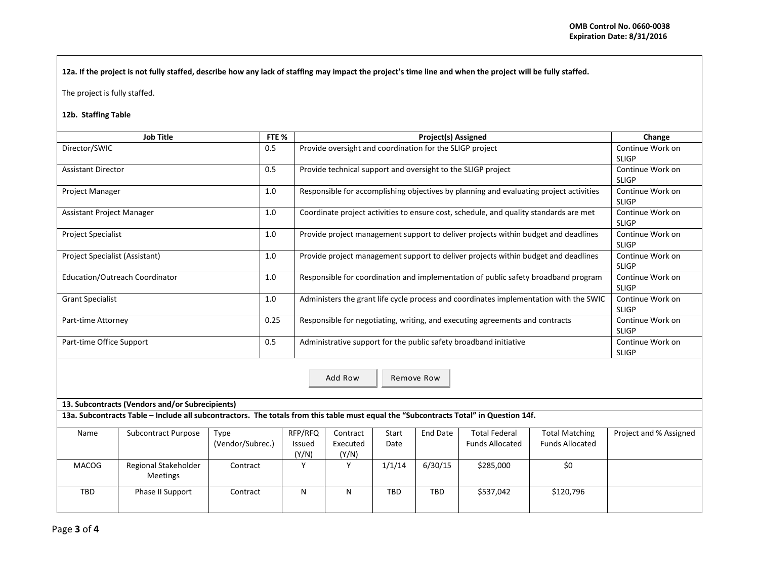**12a. If the project is not fully staffed, describe how any lack of staffing may impact the project's time line and when the project will be fully staffed.**

The project is fully staffed.

**12b. Staffing Table**

| Job Title | FTE % | Project(s) Assigned | Change |
|---|---|---|---|
| Director/SWIC | 0.5 | Provide oversight and coordination for the SLIGP project | Continue Work on SLIGP |
| Assistant Director | 0.5 | Provide technical support and oversight to the SLIGP project | Continue Work on SLIGP |
| Project Manager | 1.0 | Responsible for accomplishing objectives by planning and evaluating project activities | Continue Work on SLIGP |
| Assistant Project Manager | 1.0 | Coordinate project activities to ensure cost, schedule, and quality standards are met | Continue Work on SLIGP |
| Project Specialist | 1.0 | Provide project management support to deliver projects within budget and deadlines | Continue Work on SLIGP |
| Project Specialist (Assistant) | 1.0 | Provide project management support to deliver projects within budget and deadlines | Continue Work on SLIGP |
| Education/Outreach Coordinator | 1.0 | Responsible for coordination and implementation of public safety broadband program | Continue Work on SLIGP |
| Grant Specialist | 1.0 | Administers the grant life cycle process and coordinates implementation with the SWIC | Continue Work on SLIGP |
| Part-time Attorney | 0.25 | Responsible for negotiating, writing, and executing agreements and contracts | Continue Work on SLIGP |
| Part-time Office Support | 0.5 | Administrative support for the public safety broadband initiative | Continue Work on SLIGP |

**13. Subcontracts (Vendors and/or Subrecipients)**

**13a. Subcontracts Table – Include all subcontractors. The totals from this table must equal the "Subcontracts Total" in Question 14f.**

| Name | Subcontract Purpose | Type (Vendor/Subrec.) | RFP/RFQ Issued (Y/N) | Contract Executed (Y/N) | Start Date | End Date | Total Federal Funds Allocated | Total Matching Funds Allocated | Project and % Assigned |
|---|---|---|---|---|---|---|---|---|---|
| MACOG | Regional Stakeholder Meetings | Contract | Y | Y | 1/1/14 | 6/30/15 | $285,000 | $0 | |
| TBD | Phase II Support | Contract | N | N | TBD | TBD | $537,042 | $120,796 | |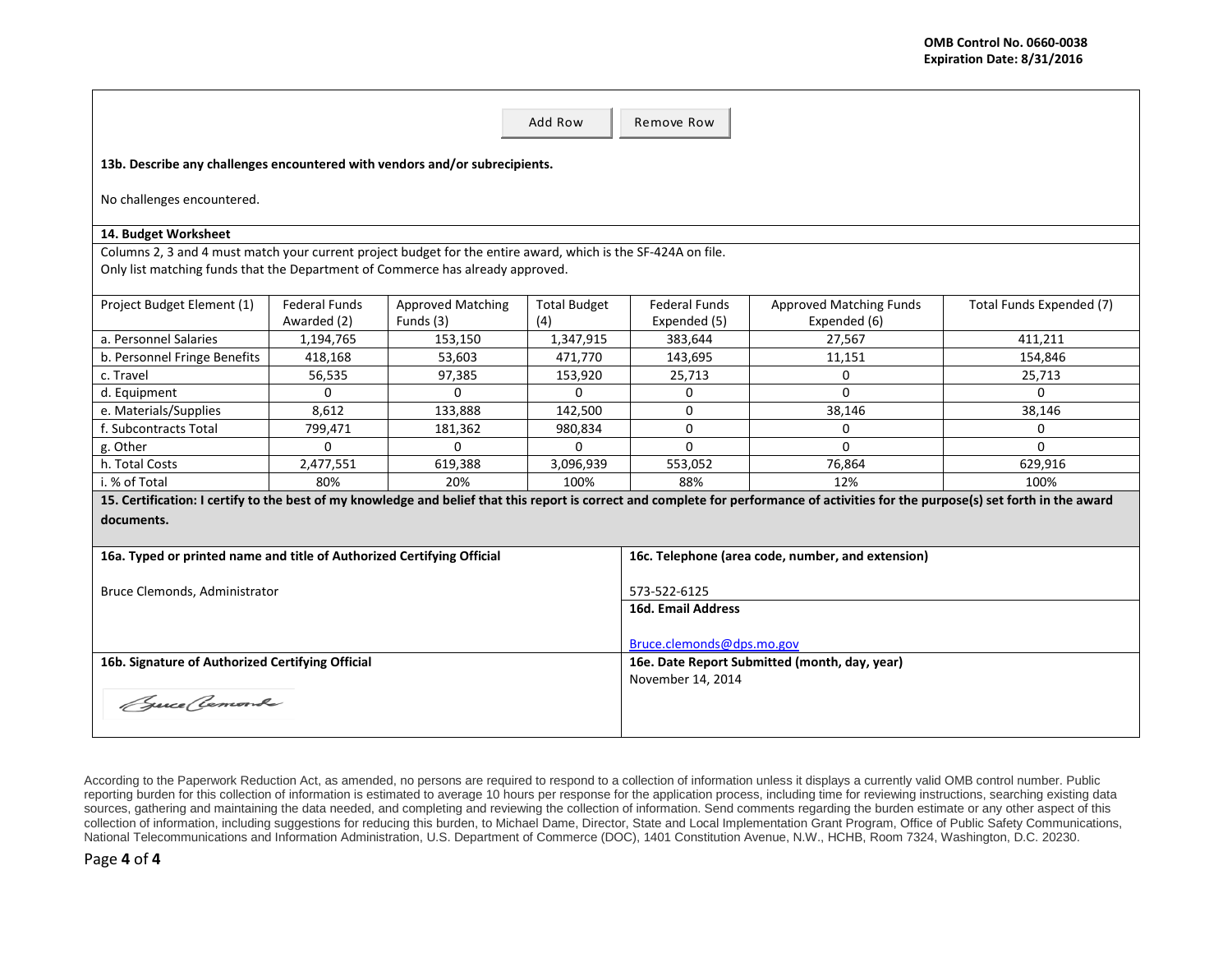**OMB Control No. 0660-0038**
**Expiration Date: 8/31/2016**

Add Row | Remove Row

**13b. Describe any challenges encountered with vendors and/or subrecipients.**

No challenges encountered.

**14. Budget Worksheet**

Columns 2, 3 and 4 must match your current project budget for the entire award, which is the SF-424A on file.
Only list matching funds that the Department of Commerce has already approved.

| Project Budget Element (1) | Federal Funds Awarded (2) | Approved Matching Funds (3) | Total Budget (4) | Federal Funds Expended (5) | Approved Matching Funds Expended (6) | Total Funds Expended (7) |
|---|---|---|---|---|---|---|
| a. Personnel Salaries | 1,194,765 | 153,150 | 1,347,915 | 383,644 | 27,567 | 411,211 |
| b. Personnel Fringe Benefits | 418,168 | 53,603 | 471,770 | 143,695 | 11,151 | 154,846 |
| c. Travel | 56,535 | 97,385 | 153,920 | 25,713 | 0 | 25,713 |
| d. Equipment | 0 | 0 | 0 | 0 | 0 | 0 |
| e. Materials/Supplies | 8,612 | 133,888 | 142,500 | 0 | 38,146 | 38,146 |
| f. Subcontracts Total | 799,471 | 181,362 | 980,834 | 0 | 0 | 0 |
| g. Other | 0 | 0 | 0 | 0 | 0 | 0 |
| h. Total Costs | 2,477,551 | 619,388 | 3,096,939 | 553,052 | 76,864 | 629,916 |
| i. % of Total | 80% | 20% | 100% | 88% | 12% | 100% |

**15. Certification: I certify to the best of my knowledge and belief that this report is correct and complete for performance of activities for the purpose(s) set forth in the award documents.**

**16a. Typed or printed name and title of Authorized Certifying Official**

Bruce Clemonds, Administrator

**16b. Signature of Authorized Certifying Official**

Bruce Clemonds

**16c. Telephone (area code, number, and extension)**

573-522-6125

**16d. Email Address**

Bruce.clemonds@dps.mo.gov

**16e. Date Report Submitted (month, day, year)**

November 14, 2014

According to the Paperwork Reduction Act, as amended, no persons are required to respond to a collection of information unless it displays a currently valid OMB control number. Public reporting burden for this collection of information is estimated to average 10 hours per response for the application process, including time for reviewing instructions, searching existing data sources, gathering and maintaining the data needed, and completing and reviewing the collection of information. Send comments regarding the burden estimate or any other aspect of this collection of information, including suggestions for reducing this burden, to Michael Dame, Director, State and Local Implementation Grant Program, Office of Public Safety Communications, National Telecommunications and Information Administration, U.S. Department of Commerce (DOC), 1401 Constitution Avenue, N.W., HCHB, Room 7324, Washington, D.C. 20230.